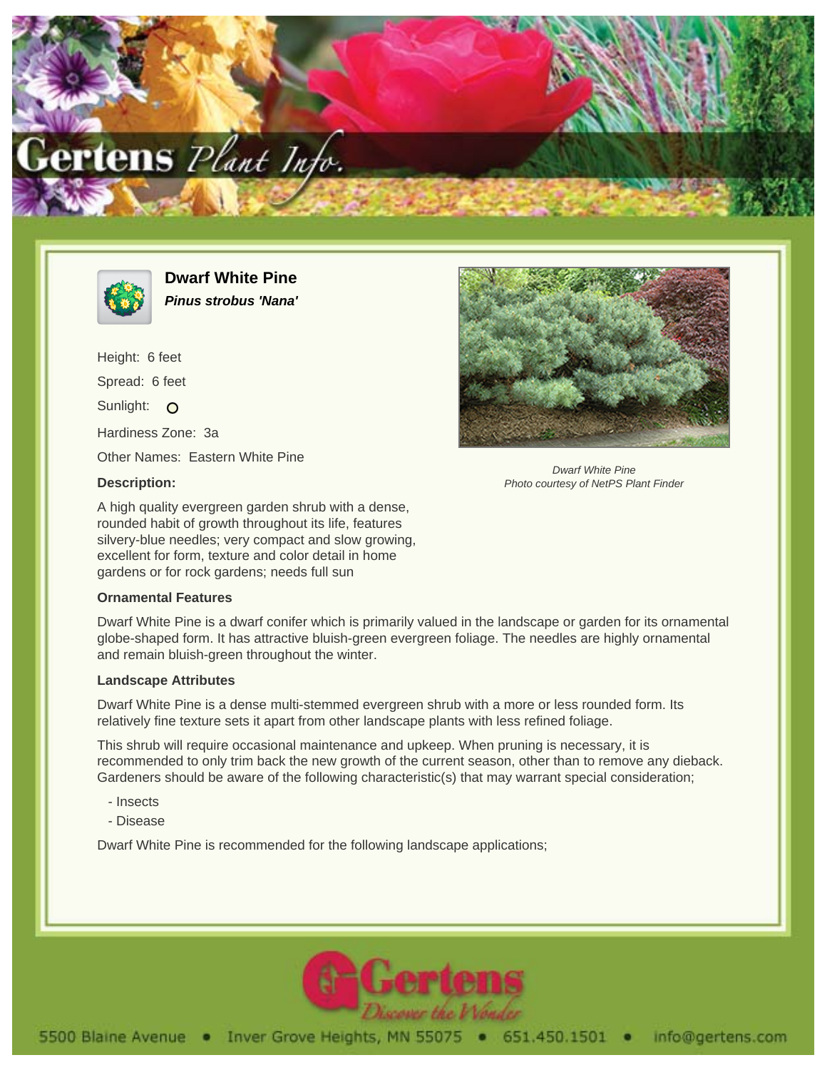## Dwarf White Pine

***Pinus strobus 'Nana'***

Height: 6 feet

Spread: 6 feet

Sunlight: O

Hardiness Zone: 3a

Other Names: Eastern White Pine

**Description:**

A high quality evergreen garden shrub with a dense, rounded habit of growth throughout its life, features silvery-blue needles; very compact and slow growing, excellent for form, texture and color detail in home gardens or for rock gardens; needs full sun

*Dwarf White Pine*
*Photo courtesy of NetPS Plant Finder*

### Ornamental Features

Dwarf White Pine is a dwarf conifer which is primarily valued in the landscape or garden for its ornamental globe-shaped form. It has attractive bluish-green evergreen foliage. The needles are highly ornamental and remain bluish-green throughout the winter.

### Landscape Attributes

Dwarf White Pine is a dense multi-stemmed evergreen shrub with a more or less rounded form. Its relatively fine texture sets it apart from other landscape plants with less refined foliage.

This shrub will require occasional maintenance and upkeep. When pruning is necessary, it is recommended to only trim back the new growth of the current season, other than to remove any dieback. Gardeners should be aware of the following characteristic(s) that may warrant special consideration;

- Insects
- Disease

Dwarf White Pine is recommended for the following landscape applications;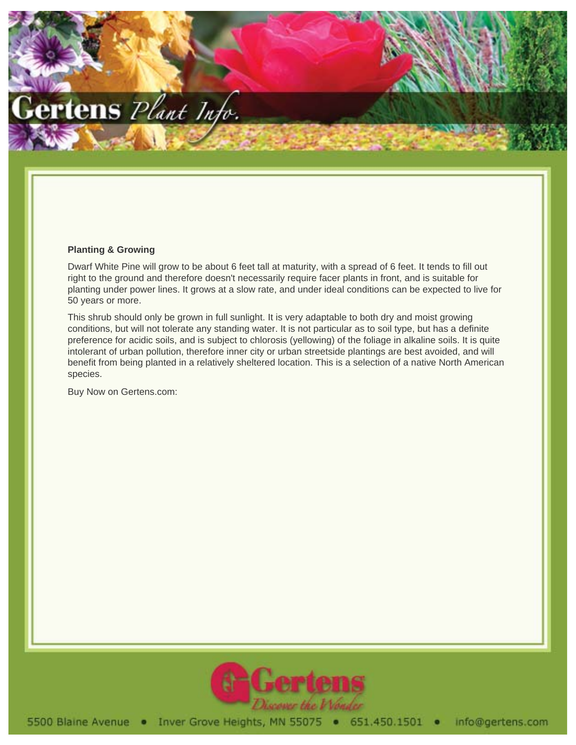**Planting & Growing**

Dwarf White Pine will grow to be about 6 feet tall at maturity, with a spread of 6 feet. It tends to fill out right to the ground and therefore doesn't necessarily require facer plants in front, and is suitable for planting under power lines. It grows at a slow rate, and under ideal conditions can be expected to live for 50 years or more.

This shrub should only be grown in full sunlight. It is very adaptable to both dry and moist growing conditions, but will not tolerate any standing water. It is not particular as to soil type, but has a definite preference for acidic soils, and is subject to chlorosis (yellowing) of the foliage in alkaline soils. It is quite intolerant of urban pollution, therefore inner city or urban streetside plantings are best avoided, and will benefit from being planted in a relatively sheltered location. This is a selection of a native North American species.

Buy Now on Gertens.com: